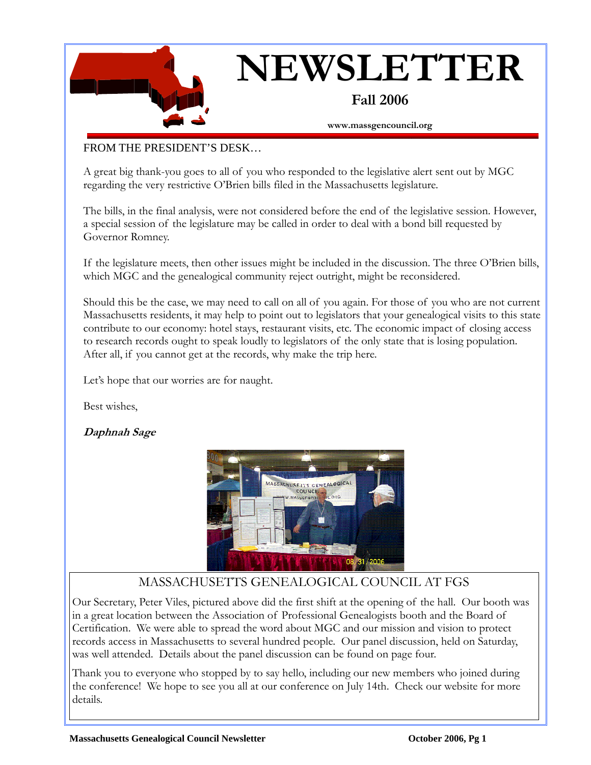# NEWSLETTER

**Fall 2006**

**www.massgencouncil.org**

FROM THE PRESIDENT'S DESK…

A great big thank-you goes to all of you who responded to the legislative alert sent out by MGC regarding the very restrictive O'Brien bills filed in the Massachusetts legislature.

The bills, in the final analysis, were not considered before the end of the legislative session. However, a special session of the legislature may be called in order to deal with a bond bill requested by Governor Romney.

If the legislature meets, then other issues might be included in the discussion. The three O'Brien bills, which MGC and the genealogical community reject outright, might be reconsidered.

Should this be the case, we may need to call on all of you again. For those of you who are not current Massachusetts residents, it may help to point out to legislators that your genealogical visits to this state contribute to our economy: hotel stays, restaurant visits, etc. The economic impact of closing access to research records ought to speak loudly to legislators of the only state that is losing population. After all, if you cannot get at the records, why make the trip here.

Let's hope that our worries are for naught.

Best wishes,

***Daphnah Sage***

## MASSACHUSETTS GENEALOGICAL COUNCIL AT FGS

Our Secretary, Peter Viles, pictured above did the first shift at the opening of the hall. Our booth was in a great location between the Association of Professional Genealogists booth and the Board of Certification. We were able to spread the word about MGC and our mission and vision to protect records access in Massachusetts to several hundred people. Our panel discussion, held on Saturday, was well attended. Details about the panel discussion can be found on page four.

Thank you to everyone who stopped by to say hello, including our new members who joined during the conference! We hope to see you all at our conference on July 14th. Check our website for more details.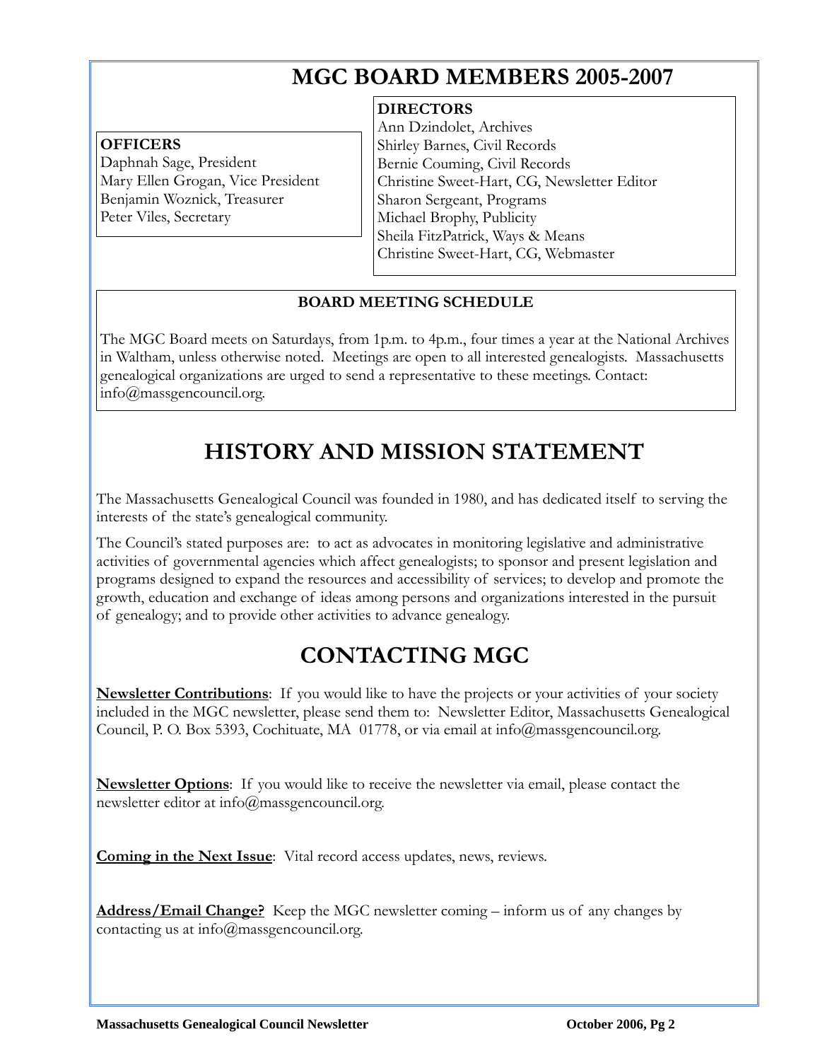# MGC BOARD MEMBERS 2005-2007

**OFFICERS**

Daphnah Sage, President
Mary Ellen Grogan, Vice President
Benjamin Woznick, Treasurer
Peter Viles, Secretary

**DIRECTORS**

Ann Dzindolet, Archives
Shirley Barnes, Civil Records
Bernie Couming, Civil Records
Christine Sweet-Hart, CG, Newsletter Editor
Sharon Sergeant, Programs
Michael Brophy, Publicity
Sheila FitzPatrick, Ways & Means
Christine Sweet-Hart, CG, Webmaster

**BOARD MEETING SCHEDULE**

The MGC Board meets on Saturdays, from 1p.m. to 4p.m., four times a year at the National Archives in Waltham, unless otherwise noted. Meetings are open to all interested genealogists. Massachusetts genealogical organizations are urged to send a representative to these meetings. Contact: info@massgencouncil.org.

# HISTORY AND MISSION STATEMENT

The Massachusetts Genealogical Council was founded in 1980, and has dedicated itself to serving the interests of the state's genealogical community.

The Council's stated purposes are: to act as advocates in monitoring legislative and administrative activities of governmental agencies which affect genealogists; to sponsor and present legislation and programs designed to expand the resources and accessibility of services; to develop and promote the growth, education and exchange of ideas among persons and organizations interested in the pursuit of genealogy; and to provide other activities to advance genealogy.

# CONTACTING MGC

**Newsletter Contributions**: If you would like to have the projects or your activities of your society included in the MGC newsletter, please send them to: Newsletter Editor, Massachusetts Genealogical Council, P. O. Box 5393, Cochituate, MA 01778, or via email at info@massgencouncil.org.

**Newsletter Options**: If you would like to receive the newsletter via email, please contact the newsletter editor at info@massgencouncil.org.

**Coming in the Next Issue**: Vital record access updates, news, reviews.

**Address/Email Change?** Keep the MGC newsletter coming – inform us of any changes by contacting us at info@massgencouncil.org.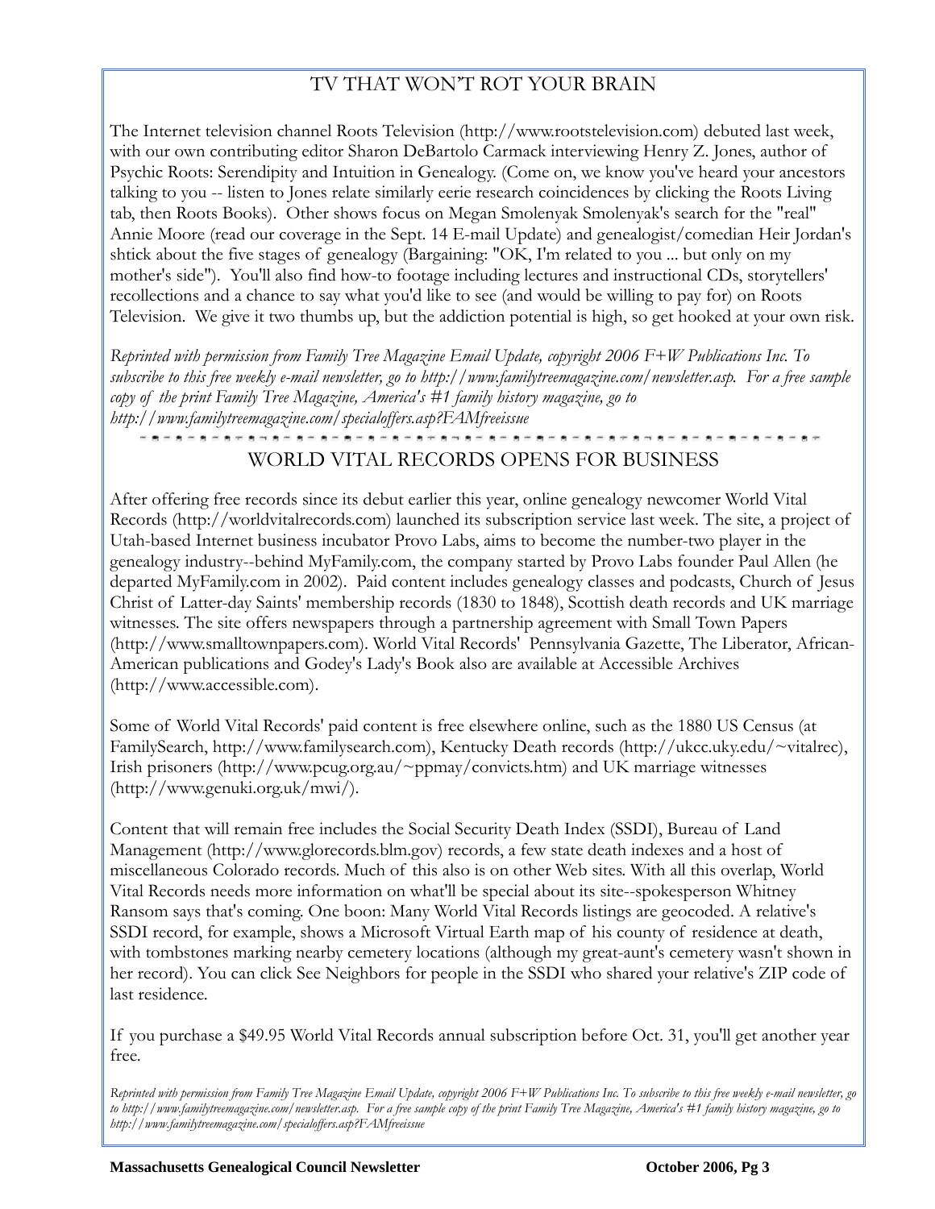## TV THAT WON'T ROT YOUR BRAIN

The Internet television channel Roots Television (http://www.rootstelevision.com) debuted last week, with our own contributing editor Sharon DeBartolo Carmack interviewing Henry Z. Jones, author of Psychic Roots: Serendipity and Intuition in Genealogy. (Come on, we know you've heard your ancestors talking to you -- listen to Jones relate similarly eerie research coincidences by clicking the Roots Living tab, then Roots Books). Other shows focus on Megan Smolenyak Smolenyak's search for the "real" Annie Moore (read our coverage in the Sept. 14 E-mail Update) and genealogist/comedian Heir Jordan's shtick about the five stages of genealogy (Bargaining: "OK, I'm related to you ... but only on my mother's side"). You'll also find how-to footage including lectures and instructional CDs, storytellers' recollections and a chance to say what you'd like to see (and would be willing to pay for) on Roots Television. We give it two thumbs up, but the addiction potential is high, so get hooked at your own risk.

*Reprinted with permission from Family Tree Magazine Email Update, copyright 2006 F+W Publications Inc. To subscribe to this free weekly e-mail newsletter, go to http://www.familytreemagazine.com/newsletter.asp. For a free sample copy of the print Family Tree Magazine, America's #1 family history magazine, go to http://www.familytreemagazine.com/specialoffers.asp?FAMfreeissue*

## WORLD VITAL RECORDS OPENS FOR BUSINESS

After offering free records since its debut earlier this year, online genealogy newcomer World Vital Records (http://worldvitalrecords.com) launched its subscription service last week. The site, a project of Utah-based Internet business incubator Provo Labs, aims to become the number-two player in the genealogy industry--behind MyFamily.com, the company started by Provo Labs founder Paul Allen (he departed MyFamily.com in 2002). Paid content includes genealogy classes and podcasts, Church of Jesus Christ of Latter-day Saints' membership records (1830 to 1848), Scottish death records and UK marriage witnesses. The site offers newspapers through a partnership agreement with Small Town Papers (http://www.smalltownpapers.com). World Vital Records' Pennsylvania Gazette, The Liberator, African-American publications and Godey's Lady's Book also are available at Accessible Archives (http://www.accessible.com).

Some of World Vital Records' paid content is free elsewhere online, such as the 1880 US Census (at FamilySearch, http://www.familysearch.com), Kentucky Death records (http://ukcc.uky.edu/~vitalrec), Irish prisoners (http://www.pcug.org.au/~ppmay/convicts.htm) and UK marriage witnesses (http://www.genuki.org.uk/mwi/).

Content that will remain free includes the Social Security Death Index (SSDI), Bureau of Land Management (http://www.glorecords.blm.gov) records, a few state death indexes and a host of miscellaneous Colorado records. Much of this also is on other Web sites. With all this overlap, World Vital Records needs more information on what'll be special about its site--spokesperson Whitney Ransom says that's coming. One boon: Many World Vital Records listings are geocoded. A relative's SSDI record, for example, shows a Microsoft Virtual Earth map of his county of residence at death, with tombstones marking nearby cemetery locations (although my great-aunt's cemetery wasn't shown in her record). You can click See Neighbors for people in the SSDI who shared your relative's ZIP code of last residence.

If you purchase a $49.95 World Vital Records annual subscription before Oct. 31, you'll get another year free.

*Reprinted with permission from Family Tree Magazine Email Update, copyright 2006 F+W Publications Inc. To subscribe to this free weekly e-mail newsletter, go to http://www.familytreemagazine.com/newsletter.asp. For a free sample copy of the print Family Tree Magazine, America's #1 family history magazine, go to http://www.familytreemagazine.com/specialoffers.asp?FAMfreeissue*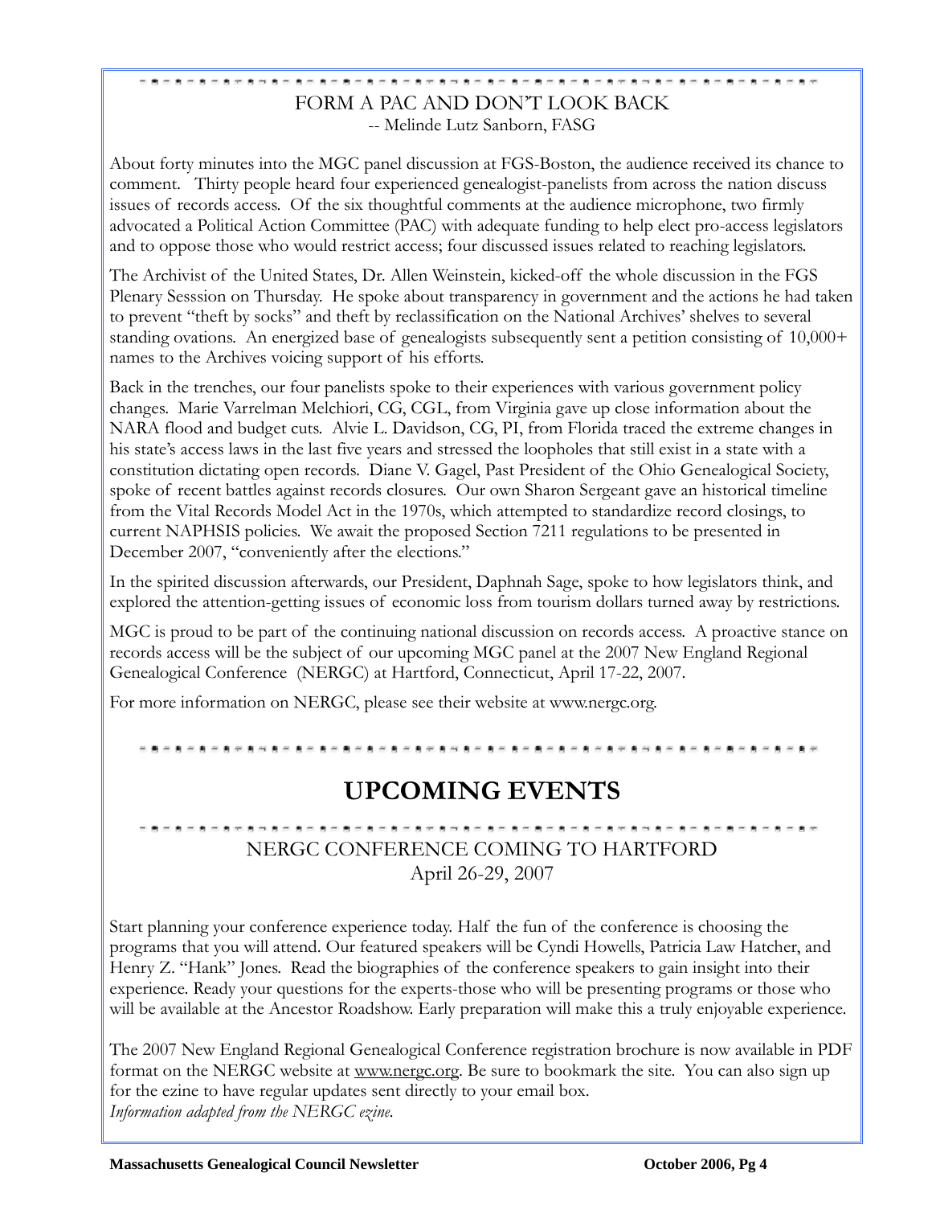## FORM A PAC AND DON'T LOOK BACK

-- Melinde Lutz Sanborn, FASG

About forty minutes into the MGC panel discussion at FGS-Boston, the audience received its chance to comment. Thirty people heard four experienced genealogist-panelists from across the nation discuss issues of records access. Of the six thoughtful comments at the audience microphone, two firmly advocated a Political Action Committee (PAC) with adequate funding to help elect pro-access legislators and to oppose those who would restrict access; four discussed issues related to reaching legislators.

The Archivist of the United States, Dr. Allen Weinstein, kicked-off the whole discussion in the FGS Plenary Sesssion on Thursday. He spoke about transparency in government and the actions he had taken to prevent "theft by socks" and theft by reclassification on the National Archives' shelves to several standing ovations. An energized base of genealogists subsequently sent a petition consisting of 10,000+ names to the Archives voicing support of his efforts.

Back in the trenches, our four panelists spoke to their experiences with various government policy changes. Marie Varrelman Melchiori, CG, CGL, from Virginia gave up close information about the NARA flood and budget cuts. Alvie L. Davidson, CG, PI, from Florida traced the extreme changes in his state's access laws in the last five years and stressed the loopholes that still exist in a state with a constitution dictating open records. Diane V. Gagel, Past President of the Ohio Genealogical Society, spoke of recent battles against records closures. Our own Sharon Sergeant gave an historical timeline from the Vital Records Model Act in the 1970s, which attempted to standardize record closings, to current NAPHSIS policies. We await the proposed Section 7211 regulations to be presented in December 2007, "conveniently after the elections."

In the spirited discussion afterwards, our President, Daphnah Sage, spoke to how legislators think, and explored the attention-getting issues of economic loss from tourism dollars turned away by restrictions.

MGC is proud to be part of the continuing national discussion on records access. A proactive stance on records access will be the subject of our upcoming MGC panel at the 2007 New England Regional Genealogical Conference (NERGC) at Hartford, Connecticut, April 17-22, 2007.

For more information on NERGC, please see their website at www.nergc.org.

# UPCOMING EVENTS

## NERGC CONFERENCE COMING TO HARTFORD

April 26-29, 2007

Start planning your conference experience today. Half the fun of the conference is choosing the programs that you will attend. Our featured speakers will be Cyndi Howells, Patricia Law Hatcher, and Henry Z. "Hank" Jones. Read the biographies of the conference speakers to gain insight into their experience. Ready your questions for the experts-those who will be presenting programs or those who will be available at the Ancestor Roadshow. Early preparation will make this a truly enjoyable experience.

The 2007 New England Regional Genealogical Conference registration brochure is now available in PDF format on the NERGC website at www.nergc.org. Be sure to bookmark the site. You can also sign up for the ezine to have regular updates sent directly to your email box.

*Information adapted from the NERGC ezine.*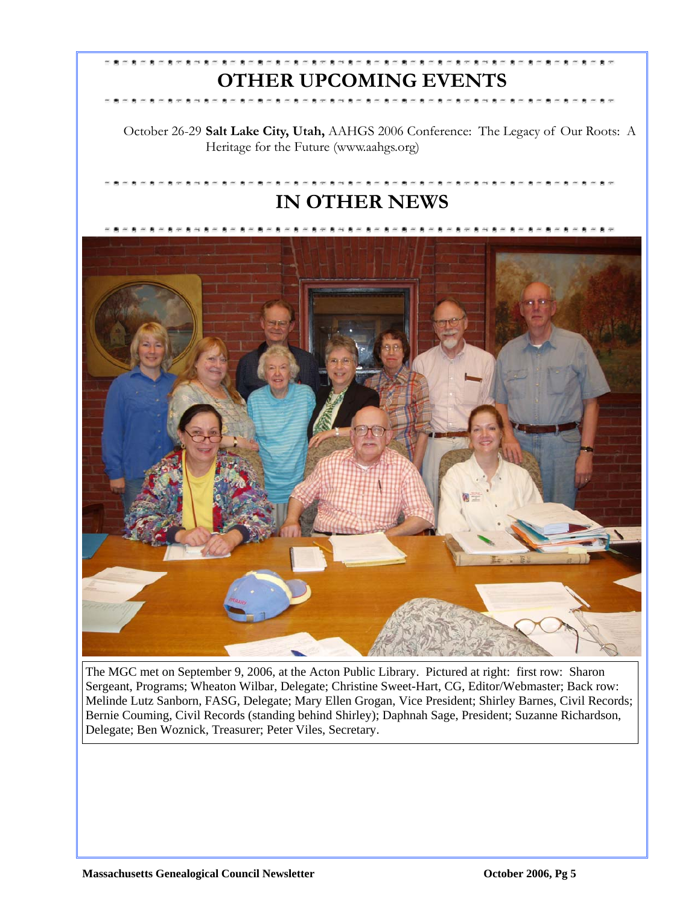# OTHER UPCOMING EVENTS

October 26-29 **Salt Lake City, Utah,** AAHGS 2006 Conference: The Legacy of Our Roots: A Heritage for the Future (www.aahgs.org)

# IN OTHER NEWS

The MGC met on September 9, 2006, at the Acton Public Library. Pictured at right: first row: Sharon Sergeant, Programs; Wheaton Wilbar, Delegate; Christine Sweet-Hart, CG, Editor/Webmaster; Back row: Melinde Lutz Sanborn, FASG, Delegate; Mary Ellen Grogan, Vice President; Shirley Barnes, Civil Records; Bernie Couming, Civil Records (standing behind Shirley); Daphnah Sage, President; Suzanne Richardson, Delegate; Ben Woznick, Treasurer; Peter Viles, Secretary.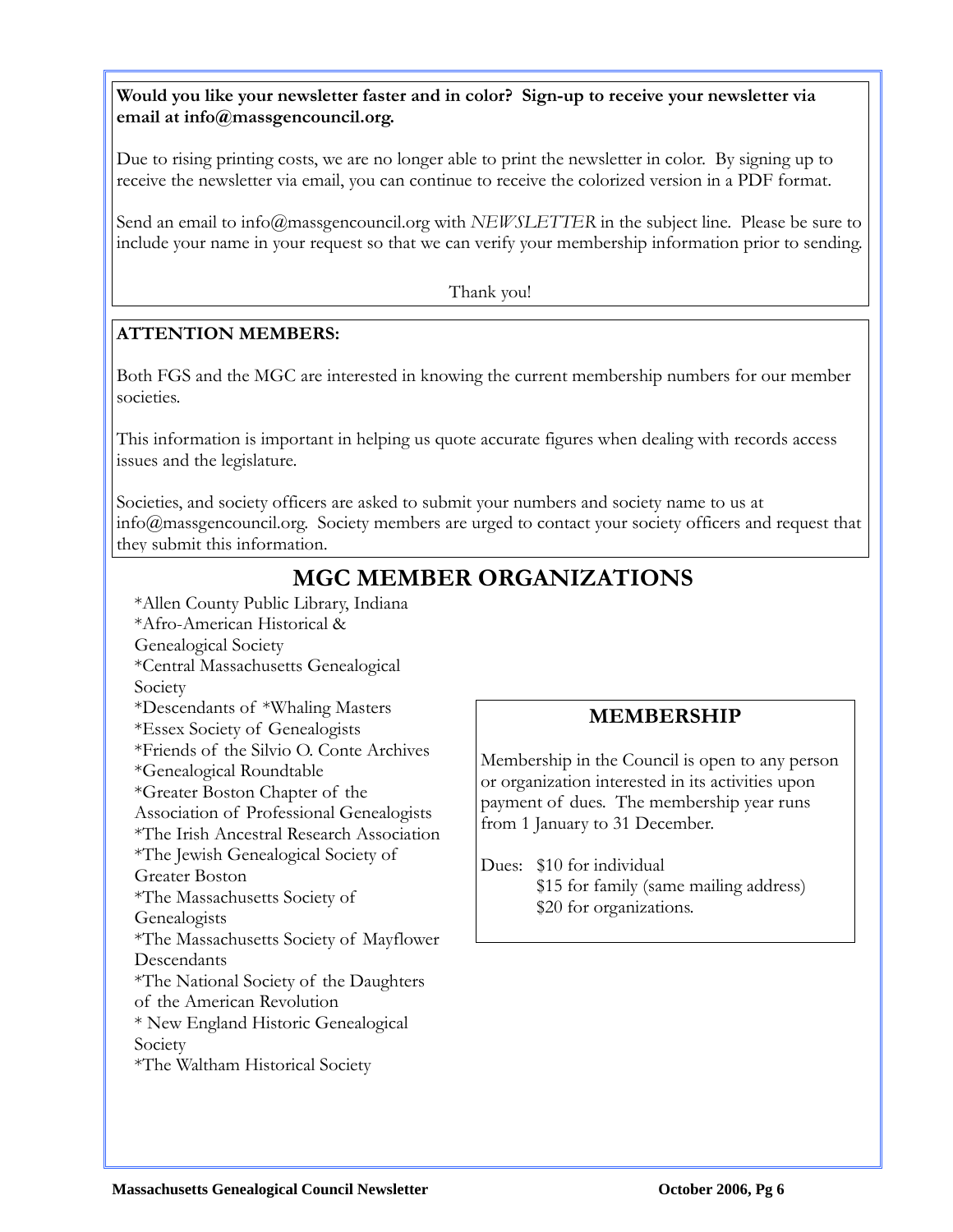**Would you like your newsletter faster and in color? Sign-up to receive your newsletter via email at info@massgencouncil.org.**

Due to rising printing costs, we are no longer able to print the newsletter in color. By signing up to receive the newsletter via email, you can continue to receive the colorized version in a PDF format.

Send an email to info@massgencouncil.org with *NEWSLETTER* in the subject line. Please be sure to include your name in your request so that we can verify your membership information prior to sending.

Thank you!

**ATTENTION MEMBERS:**

Both FGS and the MGC are interested in knowing the current membership numbers for our member societies.

This information is important in helping us quote accurate figures when dealing with records access issues and the legislature.

Societies, and society officers are asked to submit your numbers and society name to us at info@massgencouncil.org. Society members are urged to contact your society officers and request that they submit this information.

# MGC MEMBER ORGANIZATIONS

*Allen County Public Library, Indiana
*Afro-American Historical & Genealogical Society
*Central Massachusetts Genealogical Society
*Descendants of *Whaling Masters
*Essex Society of Genealogists
*Friends of the Silvio O. Conte Archives
*Genealogical Roundtable
*Greater Boston Chapter of the Association of Professional Genealogists
*The Irish Ancestral Research Association
*The Jewish Genealogical Society of Greater Boston
*The Massachusetts Society of Genealogists
*The Massachusetts Society of Mayflower Descendants
*The National Society of the Daughters of the American Revolution
* New England Historic Genealogical Society
*The Waltham Historical Society

## MEMBERSHIP

Membership in the Council is open to any person or organization interested in its activities upon payment of dues. The membership year runs from 1 January to 31 December.

Dues: $10 for individual
$15 for family (same mailing address)
$20 for organizations.